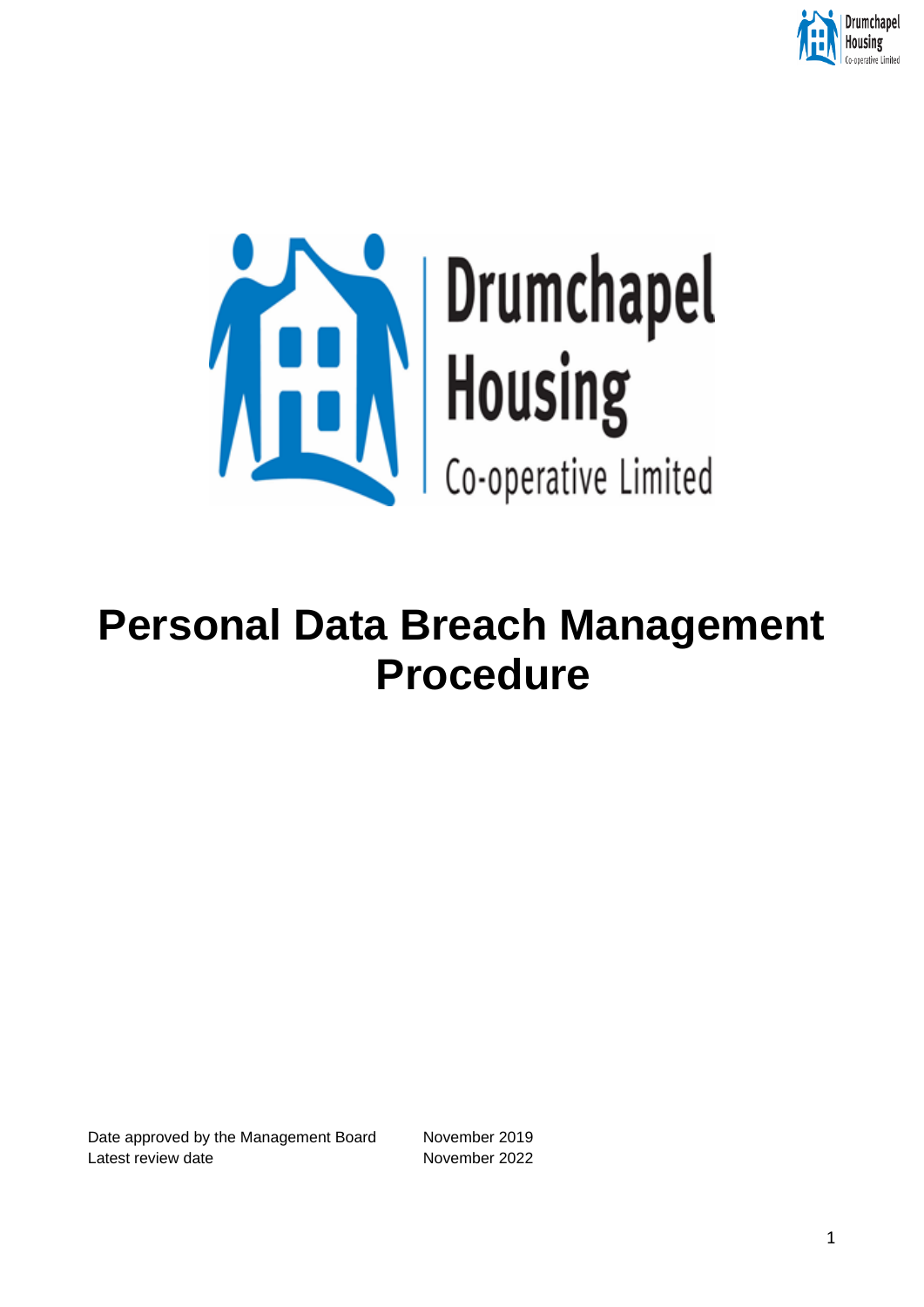# Personal Data Breach Management Procedure

| | |
|---|---|
| Date approved by the Management Board | November 2019 |
| Latest review date | November 2022 |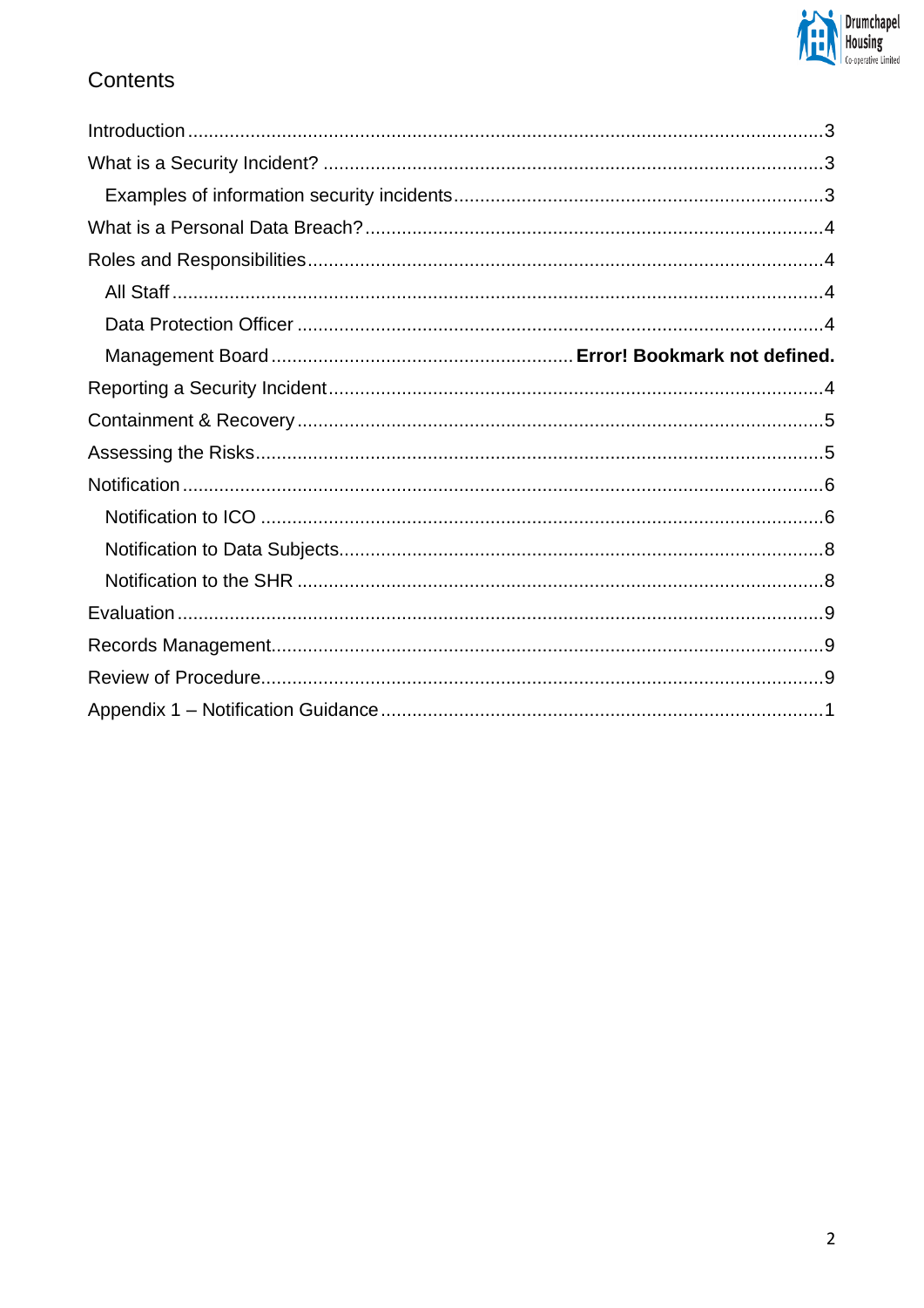# Contents

- Introduction ........ 3
- What is a Security Incident? ........ 3
  - Examples of information security incidents ........ 3
- What is a Personal Data Breach? ........ 4
- Roles and Responsibilities ........ 4
  - All Staff ........ 4
  - Data Protection Officer ........ 4
  - Management Board ........ **Error! Bookmark not defined.**
- Reporting a Security Incident ........ 4
- Containment & Recovery ........ 5
- Assessing the Risks ........ 5
- Notification ........ 6
  - Notification to ICO ........ 6
  - Notification to Data Subjects ........ 8
  - Notification to the SHR ........ 8
- Evaluation ........ 9
- Records Management ........ 9
- Review of Procedure ........ 9
- Appendix 1 – Notification Guidance ........ 1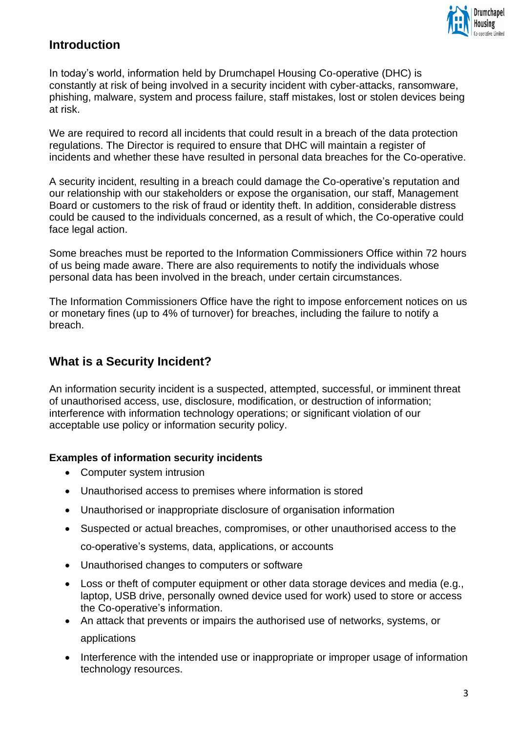## Introduction

In today's world, information held by Drumchapel Housing Co-operative (DHC) is constantly at risk of being involved in a security incident with cyber-attacks, ransomware, phishing, malware, system and process failure, staff mistakes, lost or stolen devices being at risk.

We are required to record all incidents that could result in a breach of the data protection regulations. The Director is required to ensure that DHC will maintain a register of incidents and whether these have resulted in personal data breaches for the Co-operative.

A security incident, resulting in a breach could damage the Co-operative's reputation and our relationship with our stakeholders or expose the organisation, our staff, Management Board or customers to the risk of fraud or identity theft. In addition, considerable distress could be caused to the individuals concerned, as a result of which, the Co-operative could face legal action.

Some breaches must be reported to the Information Commissioners Office within 72 hours of us being made aware. There are also requirements to notify the individuals whose personal data has been involved in the breach, under certain circumstances.

The Information Commissioners Office have the right to impose enforcement notices on us or monetary fines (up to 4% of turnover) for breaches, including the failure to notify a breach.

## What is a Security Incident?

An information security incident is a suspected, attempted, successful, or imminent threat of unauthorised access, use, disclosure, modification, or destruction of information; interference with information technology operations; or significant violation of our acceptable use policy or information security policy.

**Examples of information security incidents**

- Computer system intrusion
- Unauthorised access to premises where information is stored
- Unauthorised or inappropriate disclosure of organisation information
- Suspected or actual breaches, compromises, or other unauthorised access to the co-operative's systems, data, applications, or accounts
- Unauthorised changes to computers or software
- Loss or theft of computer equipment or other data storage devices and media (e.g., laptop, USB drive, personally owned device used for work) used to store or access the Co-operative's information.
- An attack that prevents or impairs the authorised use of networks, systems, or applications
- Interference with the intended use or inappropriate or improper usage of information technology resources.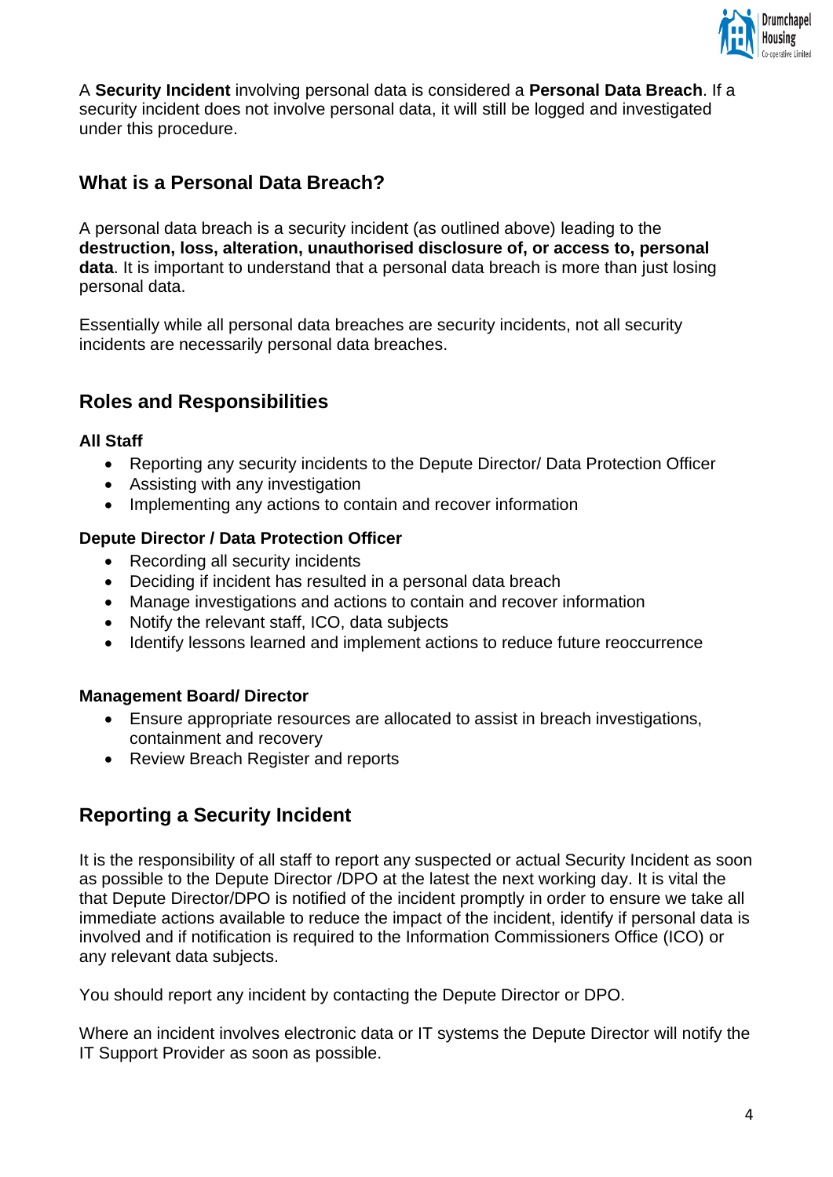A **Security Incident** involving personal data is considered a **Personal Data Breach**. If a security incident does not involve personal data, it will still be logged and investigated under this procedure.

## What is a Personal Data Breach?

A personal data breach is a security incident (as outlined above) leading to the **destruction, loss, alteration, unauthorised disclosure of, or access to, personal data**. It is important to understand that a personal data breach is more than just losing personal data.

Essentially while all personal data breaches are security incidents, not all security incidents are necessarily personal data breaches.

## Roles and Responsibilities

### All Staff

- Reporting any security incidents to the Depute Director/ Data Protection Officer
- Assisting with any investigation
- Implementing any actions to contain and recover information

### Depute Director / Data Protection Officer

- Recording all security incidents
- Deciding if incident has resulted in a personal data breach
- Manage investigations and actions to contain and recover information
- Notify the relevant staff, ICO, data subjects
- Identify lessons learned and implement actions to reduce future reoccurrence

### Management Board/ Director

- Ensure appropriate resources are allocated to assist in breach investigations, containment and recovery
- Review Breach Register and reports

## Reporting a Security Incident

It is the responsibility of all staff to report any suspected or actual Security Incident as soon as possible to the Depute Director /DPO at the latest the next working day. It is vital the that Depute Director/DPO is notified of the incident promptly in order to ensure we take all immediate actions available to reduce the impact of the incident, identify if personal data is involved and if notification is required to the Information Commissioners Office (ICO) or any relevant data subjects.

You should report any incident by contacting the Depute Director or DPO.

Where an incident involves electronic data or IT systems the Depute Director will notify the IT Support Provider as soon as possible.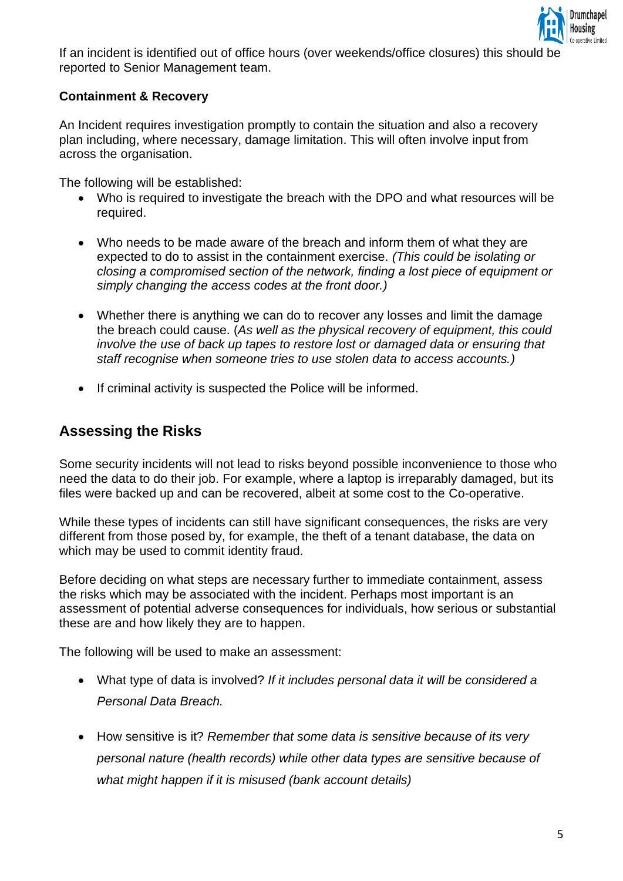If an incident is identified out of office hours (over weekends/office closures) this should be reported to Senior Management team.

**Containment & Recovery**

An Incident requires investigation promptly to contain the situation and also a recovery plan including, where necessary, damage limitation. This will often involve input from across the organisation.

The following will be established:

- Who is required to investigate the breach with the DPO and what resources will be required.
- Who needs to be made aware of the breach and inform them of what they are expected to do to assist in the containment exercise. *(This could be isolating or closing a compromised section of the network, finding a lost piece of equipment or simply changing the access codes at the front door.)*
- Whether there is anything we can do to recover any losses and limit the damage the breach could cause. (*As well as the physical recovery of equipment, this could involve the use of back up tapes to restore lost or damaged data or ensuring that staff recognise when someone tries to use stolen data to access accounts.)*
- If criminal activity is suspected the Police will be informed.

## Assessing the Risks

Some security incidents will not lead to risks beyond possible inconvenience to those who need the data to do their job. For example, where a laptop is irreparably damaged, but its files were backed up and can be recovered, albeit at some cost to the Co-operative.

While these types of incidents can still have significant consequences, the risks are very different from those posed by, for example, the theft of a tenant database, the data on which may be used to commit identity fraud.

Before deciding on what steps are necessary further to immediate containment, assess the risks which may be associated with the incident. Perhaps most important is an assessment of potential adverse consequences for individuals, how serious or substantial these are and how likely they are to happen.

The following will be used to make an assessment:

- What type of data is involved? *If it includes personal data it will be considered a Personal Data Breach.*
- How sensitive is it? *Remember that some data is sensitive because of its very personal nature (health records) while other data types are sensitive because of what might happen if it is misused (bank account details)*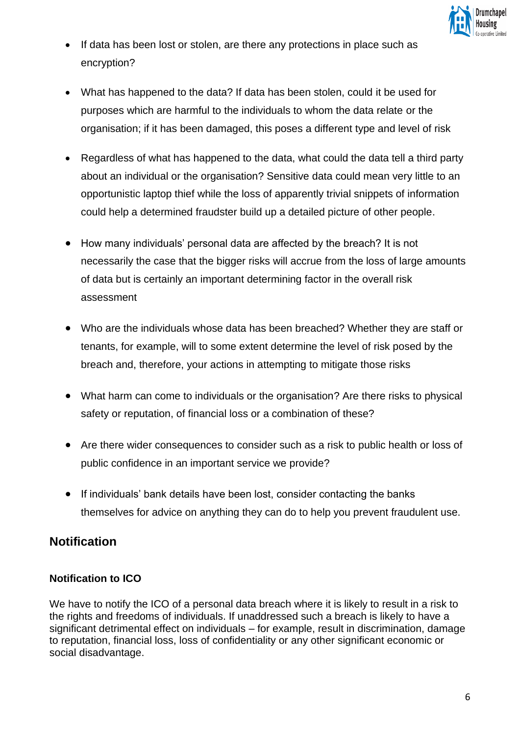- If data has been lost or stolen, are there any protections in place such as encryption?
- What has happened to the data? If data has been stolen, could it be used for purposes which are harmful to the individuals to whom the data relate or the organisation; if it has been damaged, this poses a different type and level of risk
- Regardless of what has happened to the data, what could the data tell a third party about an individual or the organisation? Sensitive data could mean very little to an opportunistic laptop thief while the loss of apparently trivial snippets of information could help a determined fraudster build up a detailed picture of other people.
- How many individuals' personal data are affected by the breach? It is not necessarily the case that the bigger risks will accrue from the loss of large amounts of data but is certainly an important determining factor in the overall risk assessment
- Who are the individuals whose data has been breached? Whether they are staff or tenants, for example, will to some extent determine the level of risk posed by the breach and, therefore, your actions in attempting to mitigate those risks
- What harm can come to individuals or the organisation? Are there risks to physical safety or reputation, of financial loss or a combination of these?
- Are there wider consequences to consider such as a risk to public health or loss of public confidence in an important service we provide?
- If individuals' bank details have been lost, consider contacting the banks themselves for advice on anything they can do to help you prevent fraudulent use.

## Notification

### Notification to ICO

We have to notify the ICO of a personal data breach where it is likely to result in a risk to the rights and freedoms of individuals. If unaddressed such a breach is likely to have a significant detrimental effect on individuals – for example, result in discrimination, damage to reputation, financial loss, loss of confidentiality or any other significant economic or social disadvantage.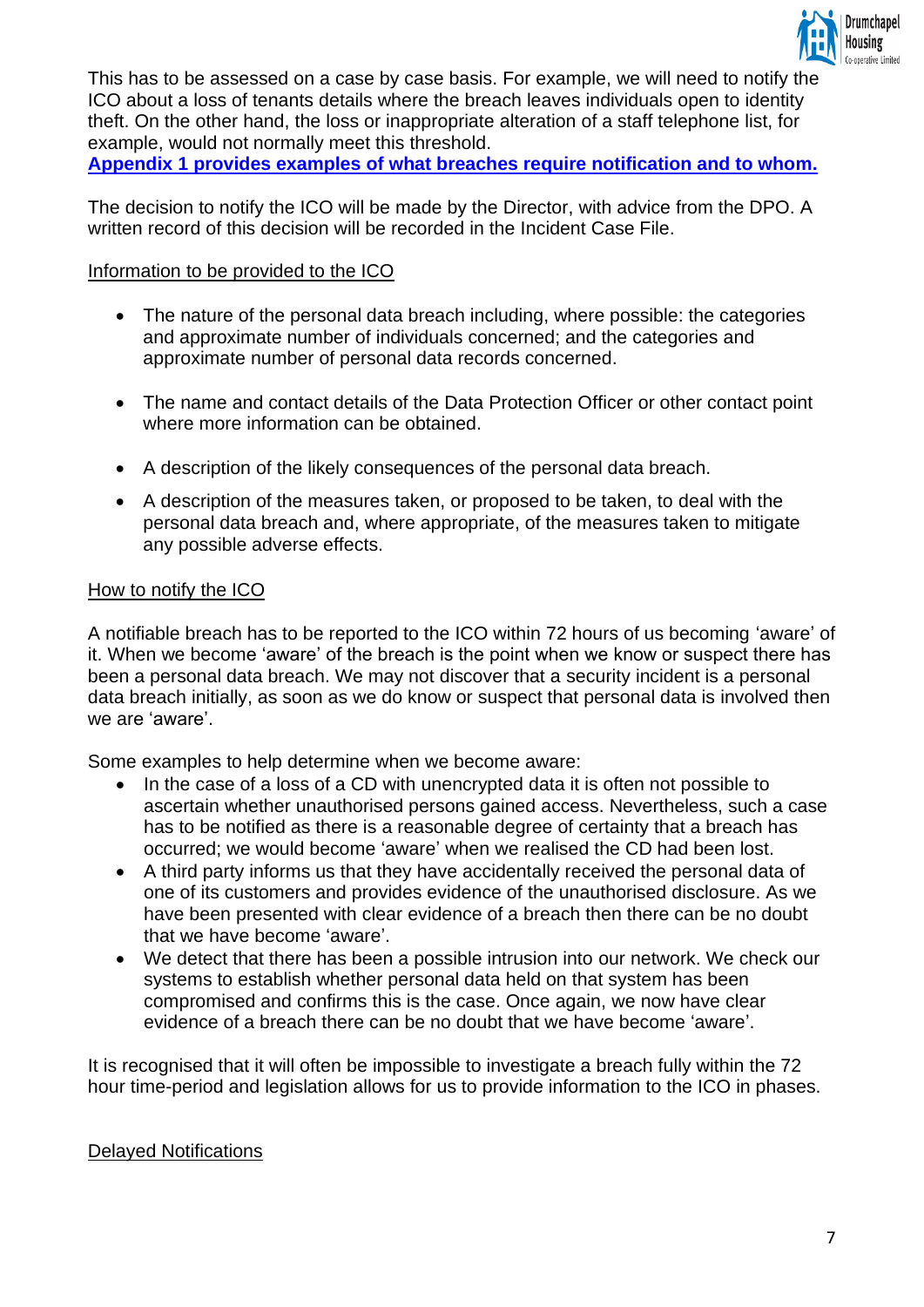This has to be assessed on a case by case basis. For example, we will need to notify the ICO about a loss of tenants details where the breach leaves individuals open to identity theft. On the other hand, the loss or inappropriate alteration of a staff telephone list, for example, would not normally meet this threshold.
**Appendix 1 provides examples of what breaches require notification and to whom.**

The decision to notify the ICO will be made by the Director, with advice from the DPO. A written record of this decision will be recorded in the Incident Case File.

Information to be provided to the ICO

- The nature of the personal data breach including, where possible: the categories and approximate number of individuals concerned; and the categories and approximate number of personal data records concerned.
- The name and contact details of the Data Protection Officer or other contact point where more information can be obtained.
- A description of the likely consequences of the personal data breach.
- A description of the measures taken, or proposed to be taken, to deal with the personal data breach and, where appropriate, of the measures taken to mitigate any possible adverse effects.

How to notify the ICO

A notifiable breach has to be reported to the ICO within 72 hours of us becoming 'aware' of it. When we become 'aware' of the breach is the point when we know or suspect there has been a personal data breach. We may not discover that a security incident is a personal data breach initially, as soon as we do know or suspect that personal data is involved then we are 'aware'.

Some examples to help determine when we become aware:

- In the case of a loss of a CD with unencrypted data it is often not possible to ascertain whether unauthorised persons gained access. Nevertheless, such a case has to be notified as there is a reasonable degree of certainty that a breach has occurred; we would become 'aware' when we realised the CD had been lost.
- A third party informs us that they have accidentally received the personal data of one of its customers and provides evidence of the unauthorised disclosure. As we have been presented with clear evidence of a breach then there can be no doubt that we have become 'aware'.
- We detect that there has been a possible intrusion into our network. We check our systems to establish whether personal data held on that system has been compromised and confirms this is the case. Once again, we now have clear evidence of a breach there can be no doubt that we have become 'aware'.

It is recognised that it will often be impossible to investigate a breach fully within the 72 hour time-period and legislation allows for us to provide information to the ICO in phases.

Delayed Notifications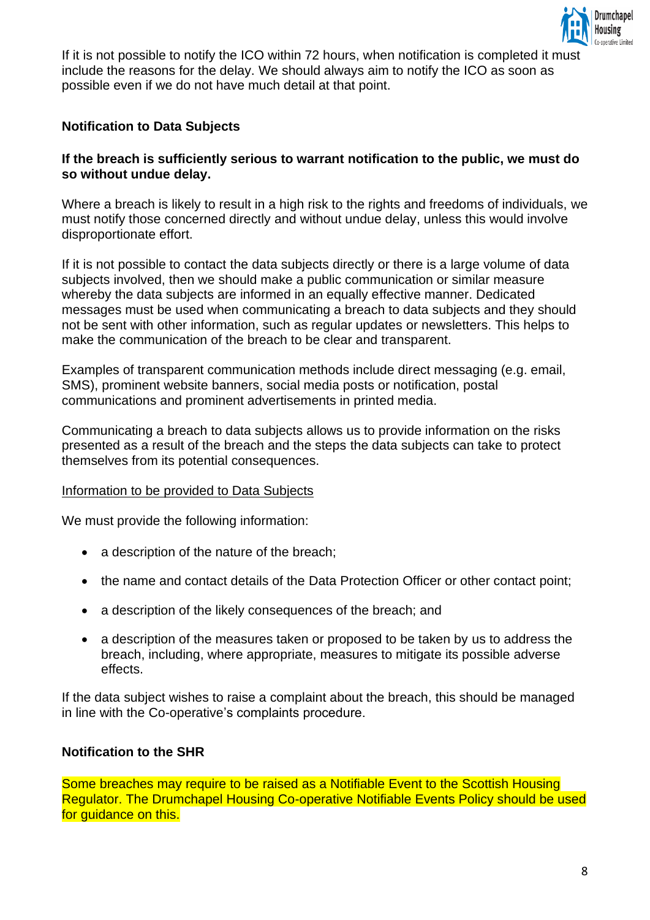If it is not possible to notify the ICO within 72 hours, when notification is completed it must include the reasons for the delay. We should always aim to notify the ICO as soon as possible even if we do not have much detail at that point.

### Notification to Data Subjects

**If the breach is sufficiently serious to warrant notification to the public, we must do so without undue delay.**

Where a breach is likely to result in a high risk to the rights and freedoms of individuals, we must notify those concerned directly and without undue delay, unless this would involve disproportionate effort.

If it is not possible to contact the data subjects directly or there is a large volume of data subjects involved, then we should make a public communication or similar measure whereby the data subjects are informed in an equally effective manner. Dedicated messages must be used when communicating a breach to data subjects and they should not be sent with other information, such as regular updates or newsletters. This helps to make the communication of the breach to be clear and transparent.

Examples of transparent communication methods include direct messaging (e.g. email, SMS), prominent website banners, social media posts or notification, postal communications and prominent advertisements in printed media.

Communicating a breach to data subjects allows us to provide information on the risks presented as a result of the breach and the steps the data subjects can take to protect themselves from its potential consequences.

<u>Information to be provided to Data Subjects</u>

We must provide the following information:

- a description of the nature of the breach;
- the name and contact details of the Data Protection Officer or other contact point;
- a description of the likely consequences of the breach; and
- a description of the measures taken or proposed to be taken by us to address the breach, including, where appropriate, measures to mitigate its possible adverse effects.

If the data subject wishes to raise a complaint about the breach, this should be managed in line with the Co-operative's complaints procedure.

### Notification to the SHR

Some breaches may require to be raised as a Notifiable Event to the Scottish Housing Regulator. The Drumchapel Housing Co-operative Notifiable Events Policy should be used for guidance on this.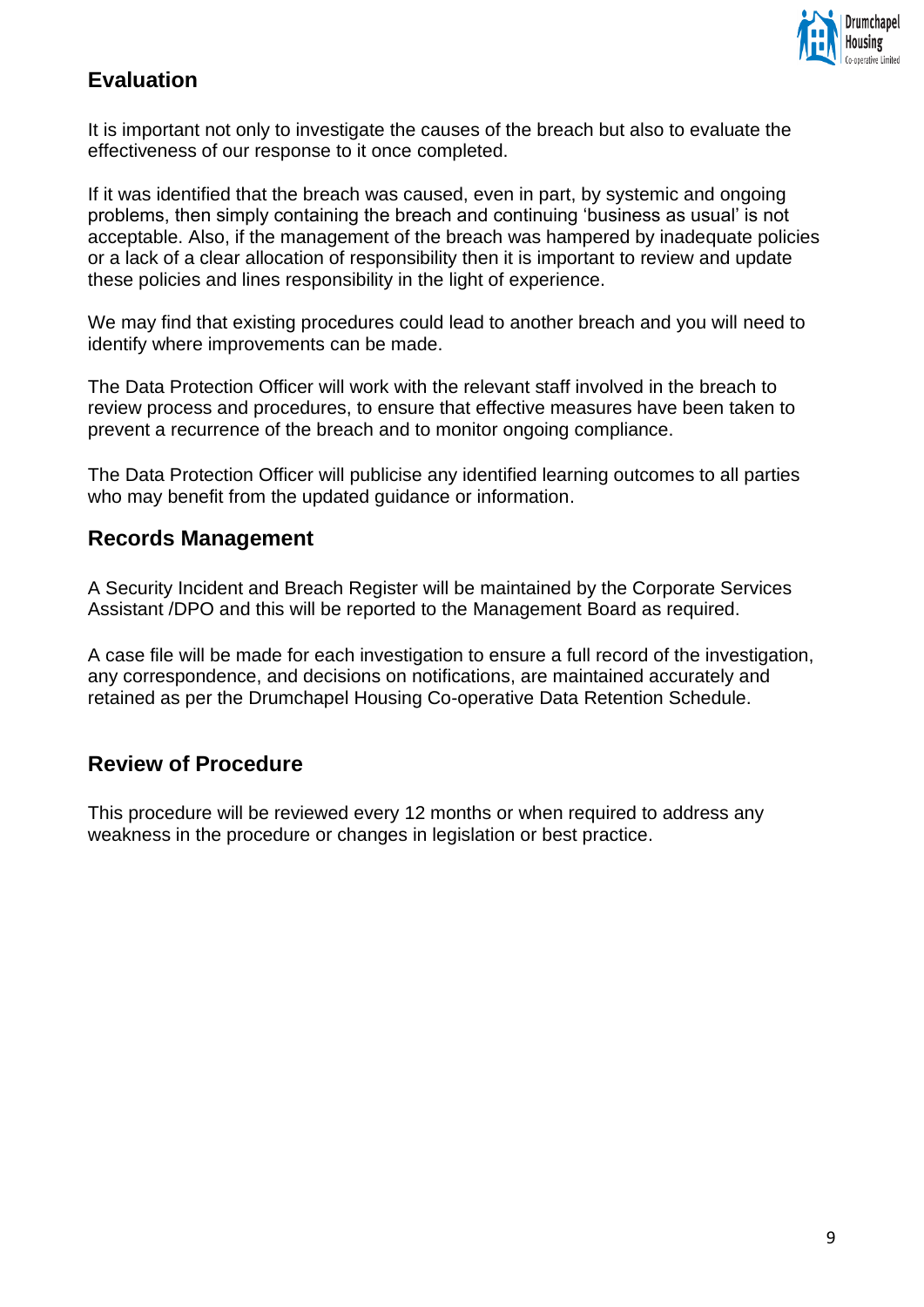## Evaluation

It is important not only to investigate the causes of the breach but also to evaluate the effectiveness of our response to it once completed.

If it was identified that the breach was caused, even in part, by systemic and ongoing problems, then simply containing the breach and continuing 'business as usual' is not acceptable. Also, if the management of the breach was hampered by inadequate policies or a lack of a clear allocation of responsibility then it is important to review and update these policies and lines responsibility in the light of experience.

We may find that existing procedures could lead to another breach and you will need to identify where improvements can be made.

The Data Protection Officer will work with the relevant staff involved in the breach to review process and procedures, to ensure that effective measures have been taken to prevent a recurrence of the breach and to monitor ongoing compliance.

The Data Protection Officer will publicise any identified learning outcomes to all parties who may benefit from the updated guidance or information.

## Records Management

A Security Incident and Breach Register will be maintained by the Corporate Services Assistant /DPO and this will be reported to the Management Board as required.

A case file will be made for each investigation to ensure a full record of the investigation, any correspondence, and decisions on notifications, are maintained accurately and retained as per the Drumchapel Housing Co-operative Data Retention Schedule.

## Review of Procedure

This procedure will be reviewed every 12 months or when required to address any weakness in the procedure or changes in legislation or best practice.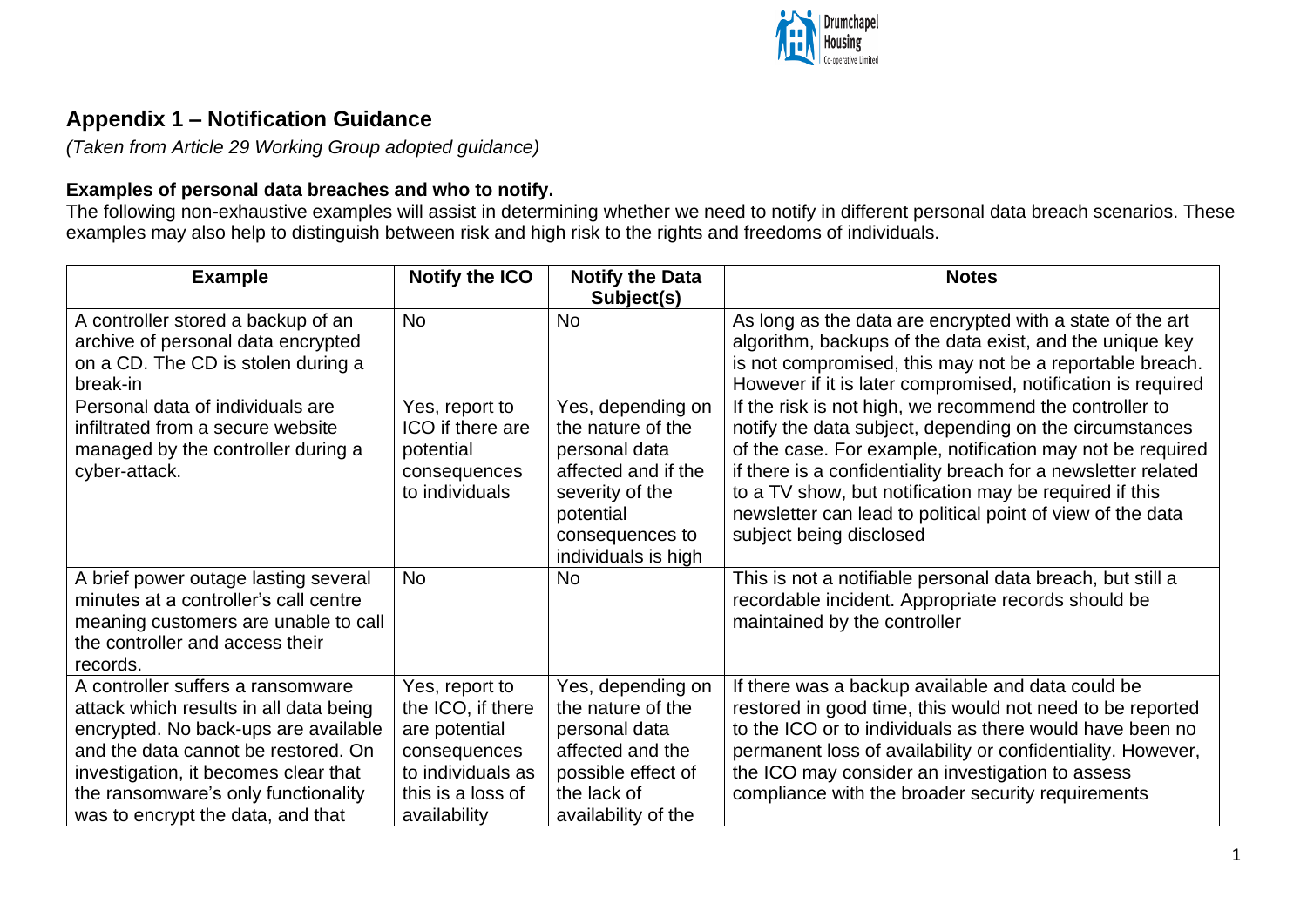## Appendix 1 – Notification Guidance

*(Taken from Article 29 Working Group adopted guidance)*

**Examples of personal data breaches and who to notify.**

The following non-exhaustive examples will assist in determining whether we need to notify in different personal data breach scenarios. These examples may also help to distinguish between risk and high risk to the rights and freedoms of individuals.

| Example | Notify the ICO | Notify the Data Subject(s) | Notes |
|---|---|---|---|
| A controller stored a backup of an archive of personal data encrypted on a CD. The CD is stolen during a break-in | No | No | As long as the data are encrypted with a state of the art algorithm, backups of the data exist, and the unique key is not compromised, this may not be a reportable breach. However if it is later compromised, notification is required |
| Personal data of individuals are infiltrated from a secure website managed by the controller during a cyber-attack. | Yes, report to ICO if there are potential consequences to individuals | Yes, depending on the nature of the personal data affected and if the severity of the potential consequences to individuals is high | If the risk is not high, we recommend the controller to notify the data subject, depending on the circumstances of the case. For example, notification may not be required if there is a confidentiality breach for a newsletter related to a TV show, but notification may be required if this newsletter can lead to political point of view of the data subject being disclosed |
| A brief power outage lasting several minutes at a controller's call centre meaning customers are unable to call the controller and access their records. | No | No | This is not a notifiable personal data breach, but still a recordable incident. Appropriate records should be maintained by the controller |
| A controller suffers a ransomware attack which results in all data being encrypted. No back-ups are available and the data cannot be restored. On investigation, it becomes clear that the ransomware's only functionality was to encrypt the data, and that | Yes, report to the ICO, if there are potential consequences to individuals as this is a loss of availability | Yes, depending on the nature of the personal data affected and the possible effect of the lack of availability of the | If there was a backup available and data could be restored in good time, this would not need to be reported to the ICO or to individuals as there would have been no permanent loss of availability or confidentiality. However, the ICO may consider an investigation to assess compliance with the broader security requirements |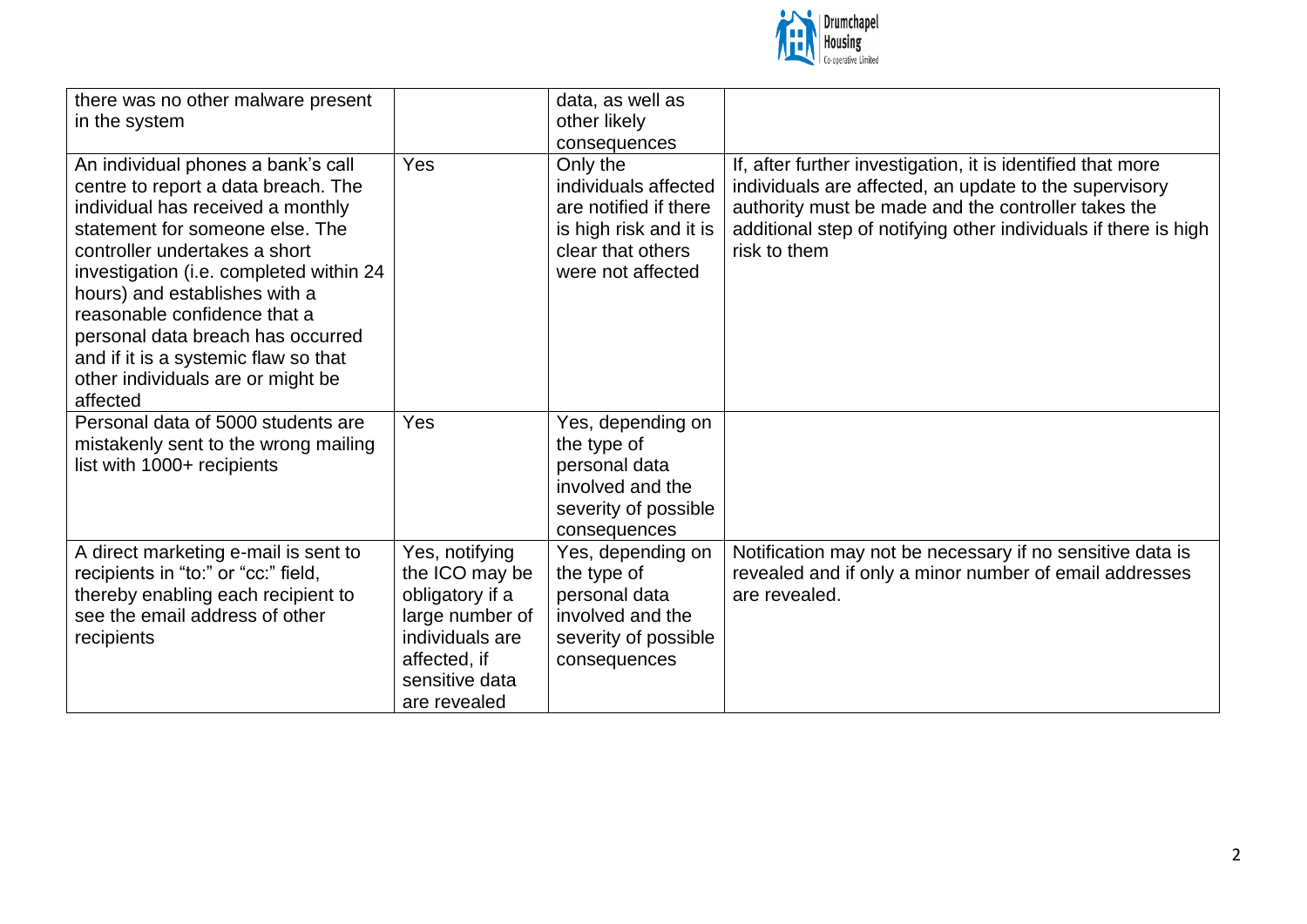| | | | |
|---|---|---|---|
| there was no other malware present in the system | | data, as well as other likely consequences | |
| An individual phones a bank's call centre to report a data breach. The individual has received a monthly statement for someone else. The controller undertakes a short investigation (i.e. completed within 24 hours) and establishes with a reasonable confidence that a personal data breach has occurred and if it is a systemic flaw so that other individuals are or might be affected | Yes | Only the individuals affected are notified if there is high risk and it is clear that others were not affected | If, after further investigation, it is identified that more individuals are affected, an update to the supervisory authority must be made and the controller takes the additional step of notifying other individuals if there is high risk to them |
| Personal data of 5000 students are mistakenly sent to the wrong mailing list with 1000+ recipients | Yes | Yes, depending on the type of personal data involved and the severity of possible consequences | |
| A direct marketing e-mail is sent to recipients in "to:" or "cc:" field, thereby enabling each recipient to see the email address of other recipients | Yes, notifying the ICO may be obligatory if a large number of individuals are affected, if sensitive data are revealed | Yes, depending on the type of personal data involved and the severity of possible consequences | Notification may not be necessary if no sensitive data is revealed and if only a minor number of email addresses are revealed. |